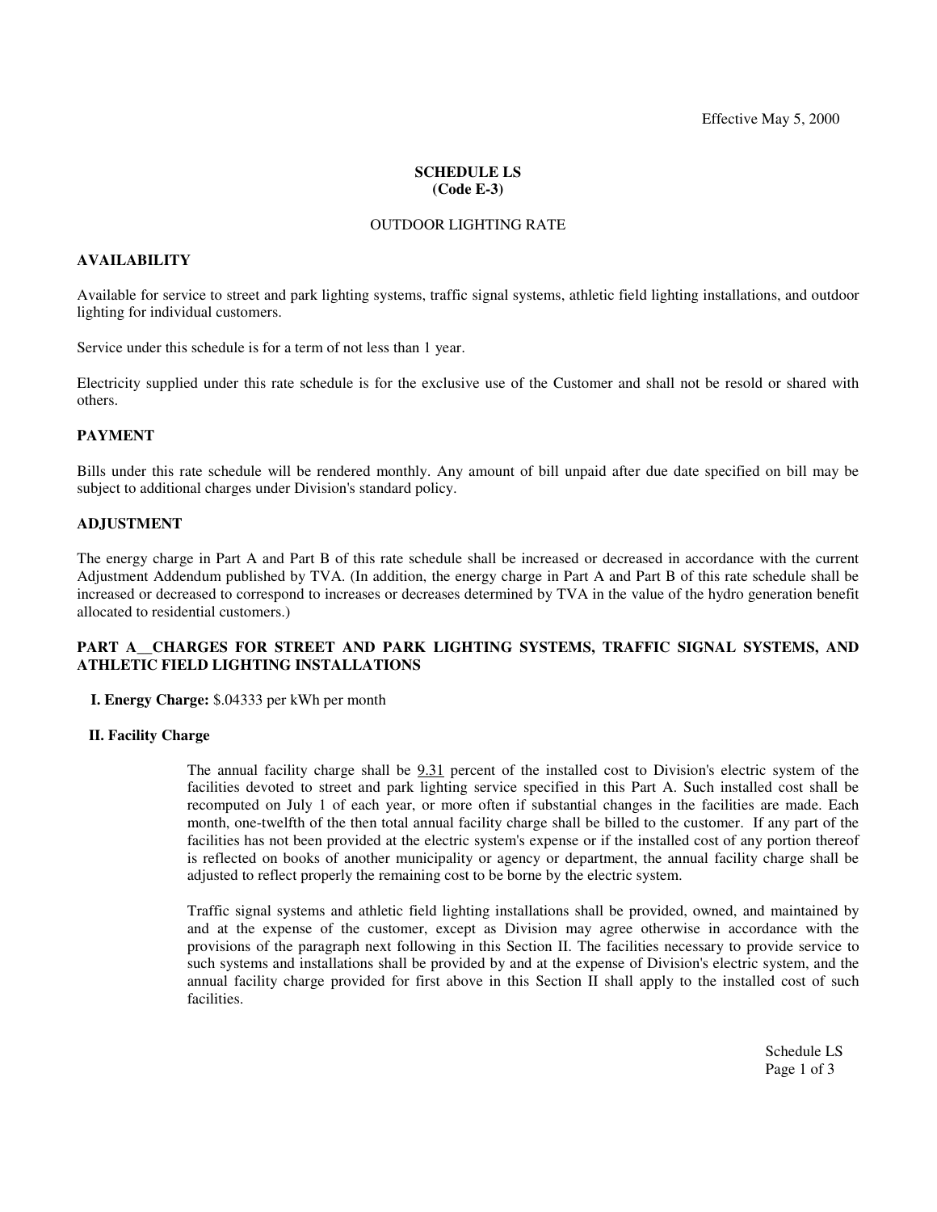Effective May 5, 2000

# SCHEDULE LS
## (Code E-3)

OUTDOOR LIGHTING RATE

### AVAILABILITY

Available for service to street and park lighting systems, traffic signal systems, athletic field lighting installations, and outdoor lighting for individual customers.

Service under this schedule is for a term of not less than 1 year.

Electricity supplied under this rate schedule is for the exclusive use of the Customer and shall not be resold or shared with others.

### PAYMENT

Bills under this rate schedule will be rendered monthly. Any amount of bill unpaid after due date specified on bill may be subject to additional charges under Division's standard policy.

### ADJUSTMENT

The energy charge in Part A and Part B of this rate schedule shall be increased or decreased in accordance with the current Adjustment Addendum published by TVA. (In addition, the energy charge in Part A and Part B of this rate schedule shall be increased or decreased to correspond to increases or decreases determined by TVA in the value of the hydro generation benefit allocated to residential customers.)

### PART A__CHARGES FOR STREET AND PARK LIGHTING SYSTEMS, TRAFFIC SIGNAL SYSTEMS, AND ATHLETIC FIELD LIGHTING INSTALLATIONS

**I. Energy Charge:** $.04333 per kWh per month

**II. Facility Charge**

The annual facility charge shall be 9.31 percent of the installed cost to Division's electric system of the facilities devoted to street and park lighting service specified in this Part A. Such installed cost shall be recomputed on July 1 of each year, or more often if substantial changes in the facilities are made. Each month, one-twelfth of the then total annual facility charge shall be billed to the customer. If any part of the facilities has not been provided at the electric system's expense or if the installed cost of any portion thereof is reflected on books of another municipality or agency or department, the annual facility charge shall be adjusted to reflect properly the remaining cost to be borne by the electric system.

Traffic signal systems and athletic field lighting installations shall be provided, owned, and maintained by and at the expense of the customer, except as Division may agree otherwise in accordance with the provisions of the paragraph next following in this Section II. The facilities necessary to provide service to such systems and installations shall be provided by and at the expense of Division's electric system, and the annual facility charge provided for first above in this Section II shall apply to the installed cost of such facilities.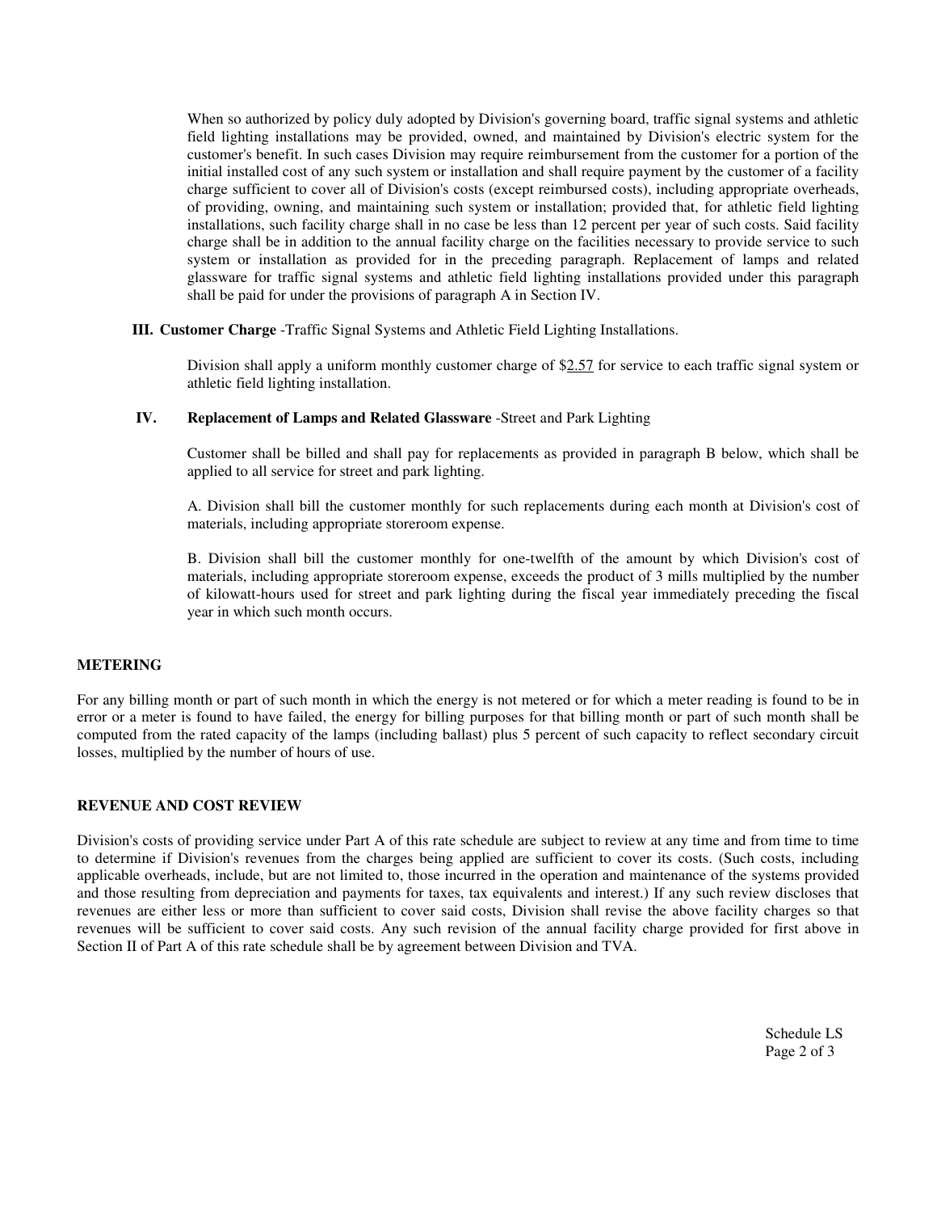When so authorized by policy duly adopted by Division's governing board, traffic signal systems and athletic field lighting installations may be provided, owned, and maintained by Division's electric system for the customer's benefit. In such cases Division may require reimbursement from the customer for a portion of the initial installed cost of any such system or installation and shall require payment by the customer of a facility charge sufficient to cover all of Division's costs (except reimbursed costs), including appropriate overheads, of providing, owning, and maintaining such system or installation; provided that, for athletic field lighting installations, such facility charge shall in no case be less than 12 percent per year of such costs. Said facility charge shall be in addition to the annual facility charge on the facilities necessary to provide service to such system or installation as provided for in the preceding paragraph. Replacement of lamps and related glassware for traffic signal systems and athletic field lighting installations provided under this paragraph shall be paid for under the provisions of paragraph A in Section IV.

**III. Customer Charge** -Traffic Signal Systems and Athletic Field Lighting Installations.

Division shall apply a uniform monthly customer charge of $2.57 for service to each traffic signal system or athletic field lighting installation.

**IV. Replacement of Lamps and Related Glassware** -Street and Park Lighting

Customer shall be billed and shall pay for replacements as provided in paragraph B below, which shall be applied to all service for street and park lighting.

A. Division shall bill the customer monthly for such replacements during each month at Division's cost of materials, including appropriate storeroom expense.

B. Division shall bill the customer monthly for one-twelfth of the amount by which Division's cost of materials, including appropriate storeroom expense, exceeds the product of 3 mills multiplied by the number of kilowatt-hours used for street and park lighting during the fiscal year immediately preceding the fiscal year in which such month occurs.

## METERING

For any billing month or part of such month in which the energy is not metered or for which a meter reading is found to be in error or a meter is found to have failed, the energy for billing purposes for that billing month or part of such month shall be computed from the rated capacity of the lamps (including ballast) plus 5 percent of such capacity to reflect secondary circuit losses, multiplied by the number of hours of use.

## REVENUE AND COST REVIEW

Division's costs of providing service under Part A of this rate schedule are subject to review at any time and from time to time to determine if Division's revenues from the charges being applied are sufficient to cover its costs. (Such costs, including applicable overheads, include, but are not limited to, those incurred in the operation and maintenance of the systems provided and those resulting from depreciation and payments for taxes, tax equivalents and interest.) If any such review discloses that revenues are either less or more than sufficient to cover said costs, Division shall revise the above facility charges so that revenues will be sufficient to cover said costs. Any such revision of the annual facility charge provided for first above in Section II of Part A of this rate schedule shall be by agreement between Division and TVA.

Schedule LS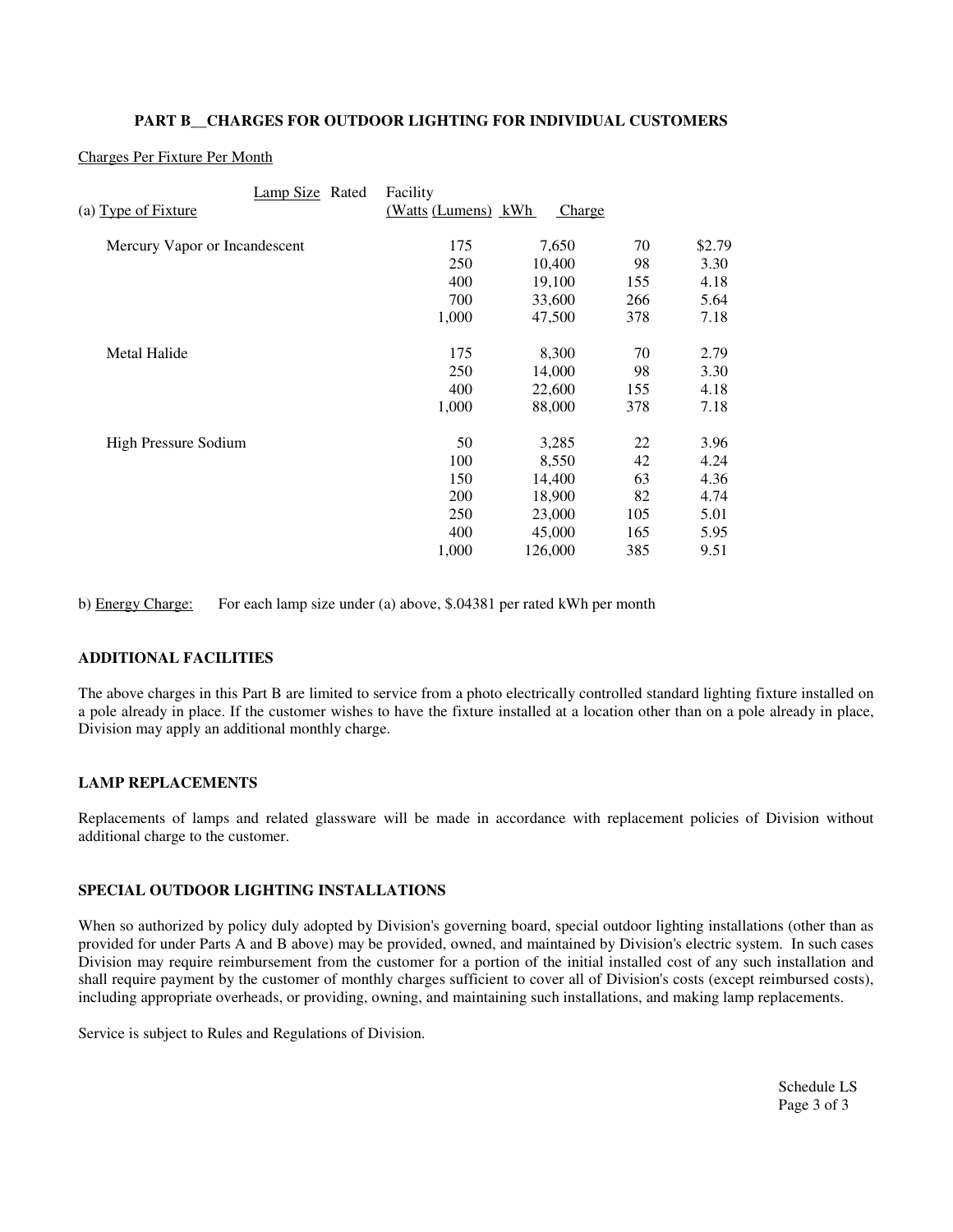**PART B__CHARGES FOR OUTDOOR LIGHTING FOR INDIVIDUAL CUSTOMERS**

Charges Per Fixture Per Month

| (a) Type of Fixture | Lamp Size (Watts) | (Lumens) | Rated kWh | Facility Charge |
|---|---|---|---|---|
| Mercury Vapor or Incandescent | 175 | 7,650 | 70 | $2.79 |
| | 250 | 10,400 | 98 | 3.30 |
| | 400 | 19,100 | 155 | 4.18 |
| | 700 | 33,600 | 266 | 5.64 |
| | 1,000 | 47,500 | 378 | 7.18 |
| Metal Halide | 175 | 8,300 | 70 | 2.79 |
| | 250 | 14,000 | 98 | 3.30 |
| | 400 | 22,600 | 155 | 4.18 |
| | 1,000 | 88,000 | 378 | 7.18 |
| High Pressure Sodium | 50 | 3,285 | 22 | 3.96 |
| | 100 | 8,550 | 42 | 4.24 |
| | 150 | 14,400 | 63 | 4.36 |
| | 200 | 18,900 | 82 | 4.74 |
| | 250 | 23,000 | 105 | 5.01 |
| | 400 | 45,000 | 165 | 5.95 |
| | 1,000 | 126,000 | 385 | 9.51 |

b) Energy Charge: For each lamp size under (a) above, $.04381 per rated kWh per month

**ADDITIONAL FACILITIES**

The above charges in this Part B are limited to service from a photo electrically controlled standard lighting fixture installed on a pole already in place. If the customer wishes to have the fixture installed at a location other than on a pole already in place, Division may apply an additional monthly charge.

**LAMP REPLACEMENTS**

Replacements of lamps and related glassware will be made in accordance with replacement policies of Division without additional charge to the customer.

**SPECIAL OUTDOOR LIGHTING INSTALLATIONS**

When so authorized by policy duly adopted by Division's governing board, special outdoor lighting installations (other than as provided for under Parts A and B above) may be provided, owned, and maintained by Division's electric system. In such cases Division may require reimbursement from the customer for a portion of the initial installed cost of any such installation and shall require payment by the customer of monthly charges sufficient to cover all of Division's costs (except reimbursed costs), including appropriate overheads, or providing, owning, and maintaining such installations, and making lamp replacements.

Service is subject to Rules and Regulations of Division.

Schedule LS